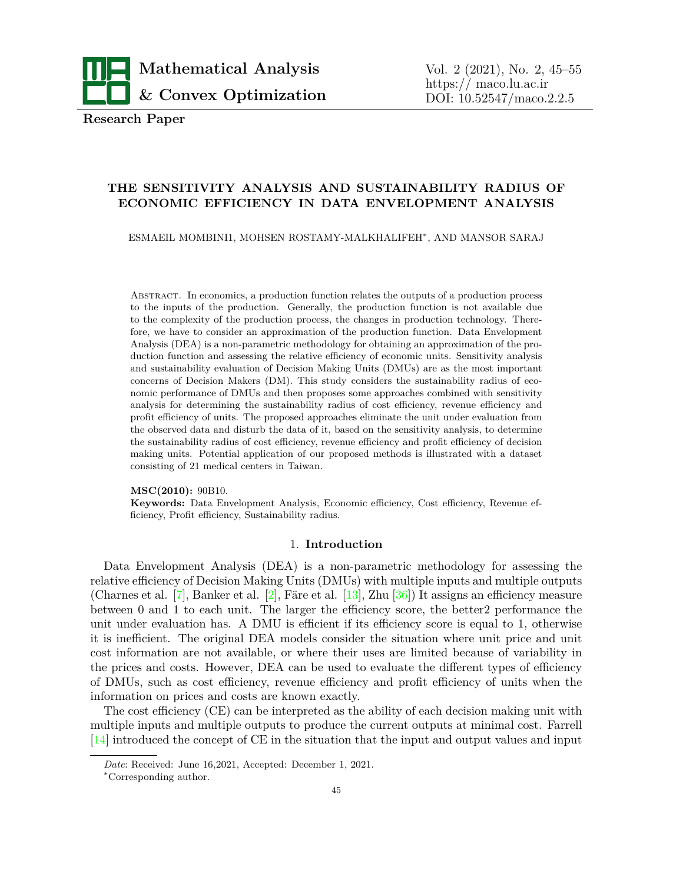**Research Paper**

# THE SENSITIVITY ANALYSIS AND SUSTAINABILITY RADIUS OF ECONOMIC EFFICIENCY IN DATA ENVELOPMENT ANALYSIS

ESMAEIL MOMBINI1, MOHSEN ROSTAMY-MALKHALIFEH*, AND MANSOR SARAJ

Abstract. In economics, a production function relates the outputs of a production process to the inputs of the production. Generally, the production function is not available due to the complexity of the production process, the changes in production technology. Therefore, we have to consider an approximation of the production function. Data Envelopment Analysis (DEA) is a non-parametric methodology for obtaining an approximation of the production function and assessing the relative efficiency of economic units. Sensitivity analysis and sustainability evaluation of Decision Making Units (DMUs) are as the most important concerns of Decision Makers (DM). This study considers the sustainability radius of economic performance of DMUs and then proposes some approaches combined with sensitivity analysis for determining the sustainability radius of cost efficiency, revenue efficiency and profit efficiency of units. The proposed approaches eliminate the unit under evaluation from the observed data and disturb the data of it, based on the sensitivity analysis, to determine the sustainability radius of cost efficiency, revenue efficiency and profit efficiency of decision making units. Potential application of our proposed methods is illustrated with a dataset consisting of 21 medical centers in Taiwan.

**MSC(2010):** 90B10.

**Keywords:** Data Envelopment Analysis, Economic efficiency, Cost efficiency, Revenue efficiency, Profit efficiency, Sustainability radius.

## 1. Introduction

Data Envelopment Analysis (DEA) is a non-parametric methodology for assessing the relative efficiency of Decision Making Units (DMUs) with multiple inputs and multiple outputs (Charnes et al. [7], Banker et al. [2], Färe et al. [13], Zhu [36]) It assigns an efficiency measure between 0 and 1 to each unit. The larger the efficiency score, the better2 performance the unit under evaluation has. A DMU is efficient if its efficiency score is equal to 1, otherwise it is inefficient. The original DEA models consider the situation where unit price and unit cost information are not available, or where their uses are limited because of variability in the prices and costs. However, DEA can be used to evaluate the different types of efficiency of DMUs, such as cost efficiency, revenue efficiency and profit efficiency of units when the information on prices and costs are known exactly.

The cost efficiency (CE) can be interpreted as the ability of each decision making unit with multiple inputs and multiple outputs to produce the current outputs at minimal cost. Farrell [14] introduced the concept of CE in the situation that the input and output values and input

---

*Date*: Received: June 16,2021, Accepted: December 1, 2021.

*Corresponding author.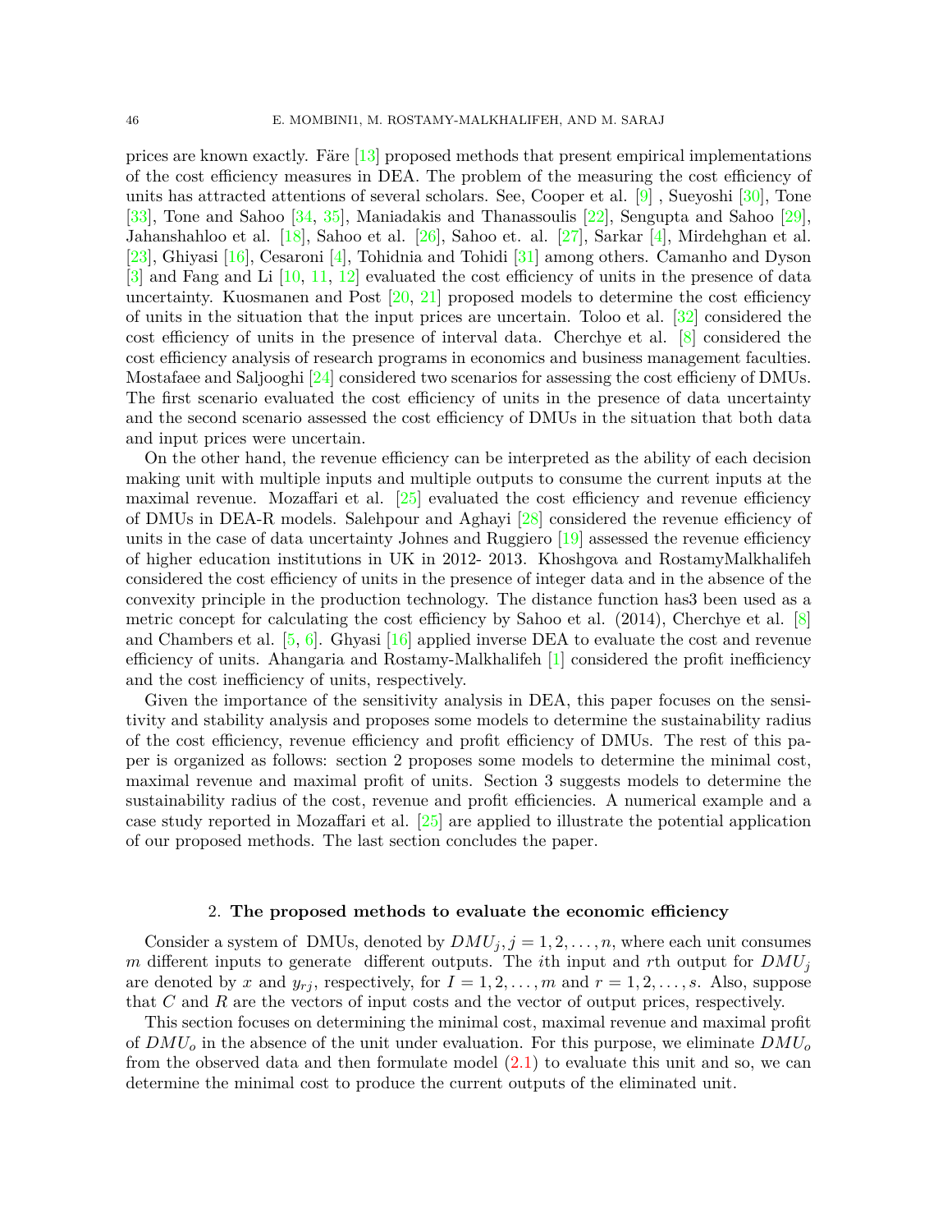prices are known exactly. Färe [13] proposed methods that present empirical implementations of the cost efficiency measures in DEA. The problem of the measuring the cost efficiency of units has attracted attentions of several scholars. See, Cooper et al. [9] , Sueyoshi [30], Tone [33], Tone and Sahoo [34, 35], Maniadakis and Thanassoulis [22], Sengupta and Sahoo [29], Jahanshahloo et al. [18], Sahoo et al. [26], Sahoo et. al. [27], Sarkar [4], Mirdehghan et al. [23], Ghiyasi [16], Cesaroni [4], Tohidnia and Tohidi [31] among others. Camanho and Dyson [3] and Fang and Li [10, 11, 12] evaluated the cost efficiency of units in the presence of data uncertainty. Kuosmanen and Post [20, 21] proposed models to determine the cost efficiency of units in the situation that the input prices are uncertain. Toloo et al. [32] considered the cost efficiency of units in the presence of interval data. Cherchye et al. [8] considered the cost efficiency analysis of research programs in economics and business management faculties. Mostafaee and Saljooghi [24] considered two scenarios for assessing the cost efficieny of DMUs. The first scenario evaluated the cost efficiency of units in the presence of data uncertainty and the second scenario assessed the cost efficiency of DMUs in the situation that both data and input prices were uncertain.

On the other hand, the revenue efficiency can be interpreted as the ability of each decision making unit with multiple inputs and multiple outputs to consume the current inputs at the maximal revenue. Mozaffari et al. [25] evaluated the cost efficiency and revenue efficiency of DMUs in DEA-R models. Salehpour and Aghayi [28] considered the revenue efficiency of units in the case of data uncertainty Johnes and Ruggiero [19] assessed the revenue efficiency of higher education institutions in UK in 2012- 2013. Khoshgova and RostamyMalkhalifeh considered the cost efficiency of units in the presence of integer data and in the absence of the convexity principle in the production technology. The distance function has3 been used as a metric concept for calculating the cost efficiency by Sahoo et al. (2014), Cherchye et al. [8] and Chambers et al. [5, 6]. Ghyasi [16] applied inverse DEA to evaluate the cost and revenue efficiency of units. Ahangaria and Rostamy-Malkhalifeh [1] considered the profit inefficiency and the cost inefficiency of units, respectively.

Given the importance of the sensitivity analysis in DEA, this paper focuses on the sensitivity and stability analysis and proposes some models to determine the sustainability radius of the cost efficiency, revenue efficiency and profit efficiency of DMUs. The rest of this paper is organized as follows: section 2 proposes some models to determine the minimal cost, maximal revenue and maximal profit of units. Section 3 suggests models to determine the sustainability radius of the cost, revenue and profit efficiencies. A numerical example and a case study reported in Mozaffari et al. [25] are applied to illustrate the potential application of our proposed methods. The last section concludes the paper.

## 2. The proposed methods to evaluate the economic efficiency

Consider a system of DMUs, denoted by $DMU_j, j = 1, 2, \dots, n$, where each unit consumes $m$ different inputs to generate different outputs. The $i$th input and $r$th output for $DMU_j$ are denoted by $x$ and $y_{rj}$, respectively, for $I = 1, 2, \dots, m$ and $r = 1, 2, \dots, s$. Also, suppose that $C$ and $R$ are the vectors of input costs and the vector of output prices, respectively.

This section focuses on determining the minimal cost, maximal revenue and maximal profit of $DMU_o$ in the absence of the unit under evaluation. For this purpose, we eliminate $DMU_o$ from the observed data and then formulate model (2.1) to evaluate this unit and so, we can determine the minimal cost to produce the current outputs of the eliminated unit.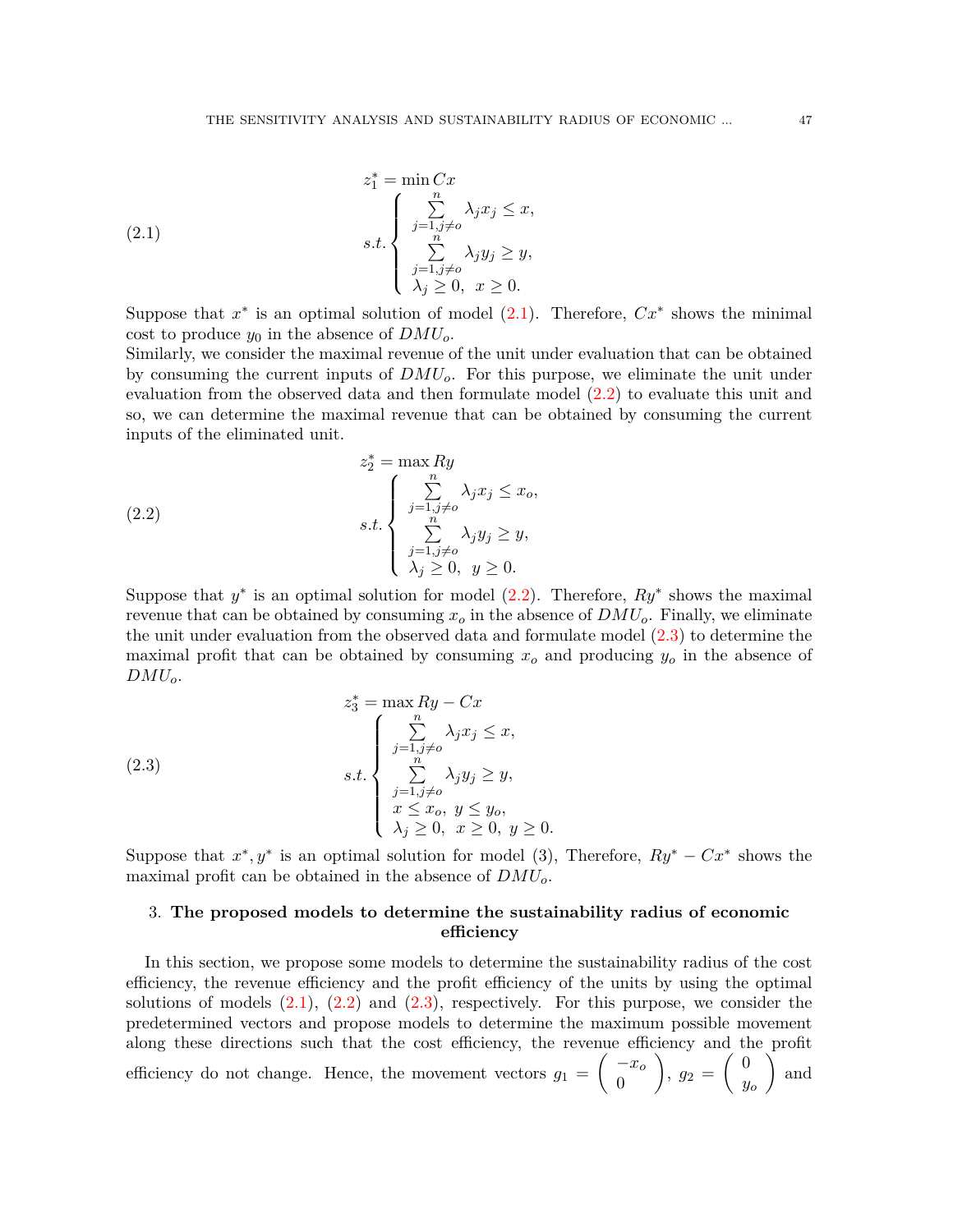$$
\begin{aligned}
z_1^* &= \min Cx \\
s.t. &\begin{cases} \sum\limits_{j=1, j\neq o}^{n} \lambda_j x_j \leq x, \\ \sum\limits_{j=1, j\neq o}^{n} \lambda_j y_j \geq y, \\ \lambda_j \geq 0, \ \ x \geq 0. \end{cases}
\end{aligned}
\tag{2.1}
$$

Suppose that $x^*$ is an optimal solution of model (2.1). Therefore, $Cx^*$ shows the minimal cost to produce $y_0$ in the absence of $DMU_o$.
Similarly, we consider the maximal revenue of the unit under evaluation that can be obtained by consuming the current inputs of $DMU_o$. For this purpose, we eliminate the unit under evaluation from the observed data and then formulate model (2.2) to evaluate this unit and so, we can determine the maximal revenue that can be obtained by consuming the current inputs of the eliminated unit.

$$
\begin{aligned}
z_2^* &= \max Ry \\
s.t. &\begin{cases} \sum\limits_{j=1, j\neq o}^{n} \lambda_j x_j \leq x_o, \\ \sum\limits_{j=1, j\neq o}^{n} \lambda_j y_j \geq y, \\ \lambda_j \geq 0, \ \ y \geq 0. \end{cases}
\end{aligned}
\tag{2.2}
$$

Suppose that $y^*$ is an optimal solution for model (2.2). Therefore, $Ry^*$ shows the maximal revenue that can be obtained by consuming $x_o$ in the absence of $DMU_o$. Finally, we eliminate the unit under evaluation from the observed data and formulate model (2.3) to determine the maximal profit that can be obtained by consuming $x_o$ and producing $y_o$ in the absence of $DMU_o$.

$$
\begin{aligned}
z_3^* &= \max Ry - Cx \\
s.t. &\begin{cases} \sum\limits_{j=1, j\neq o}^{n} \lambda_j x_j \leq x, \\ \sum\limits_{j=1, j\neq o}^{n} \lambda_j y_j \geq y, \\ x \leq x_o, \ y \leq y_o, \\ \lambda_j \geq 0, \ \ x \geq 0, \ y \geq 0. \end{cases}
\end{aligned}
\tag{2.3}
$$

Suppose that $x^*, y^*$ is an optimal solution for model (3), Therefore, $Ry^* - Cx^*$ shows the maximal profit can be obtained in the absence of $DMU_o$.

## 3. The proposed models to determine the sustainability radius of economic efficiency

In this section, we propose some models to determine the sustainability radius of the cost efficiency, the revenue efficiency and the profit efficiency of the units by using the optimal solutions of models (2.1), (2.2) and (2.3), respectively. For this purpose, we consider the predetermined vectors and propose models to determine the maximum possible movement along these directions such that the cost efficiency, the revenue efficiency and the profit efficiency do not change. Hence, the movement vectors $g_1 = \begin{pmatrix} -x_o \\ 0 \end{pmatrix}$, $g_2 = \begin{pmatrix} 0 \\ y_o \end{pmatrix}$ and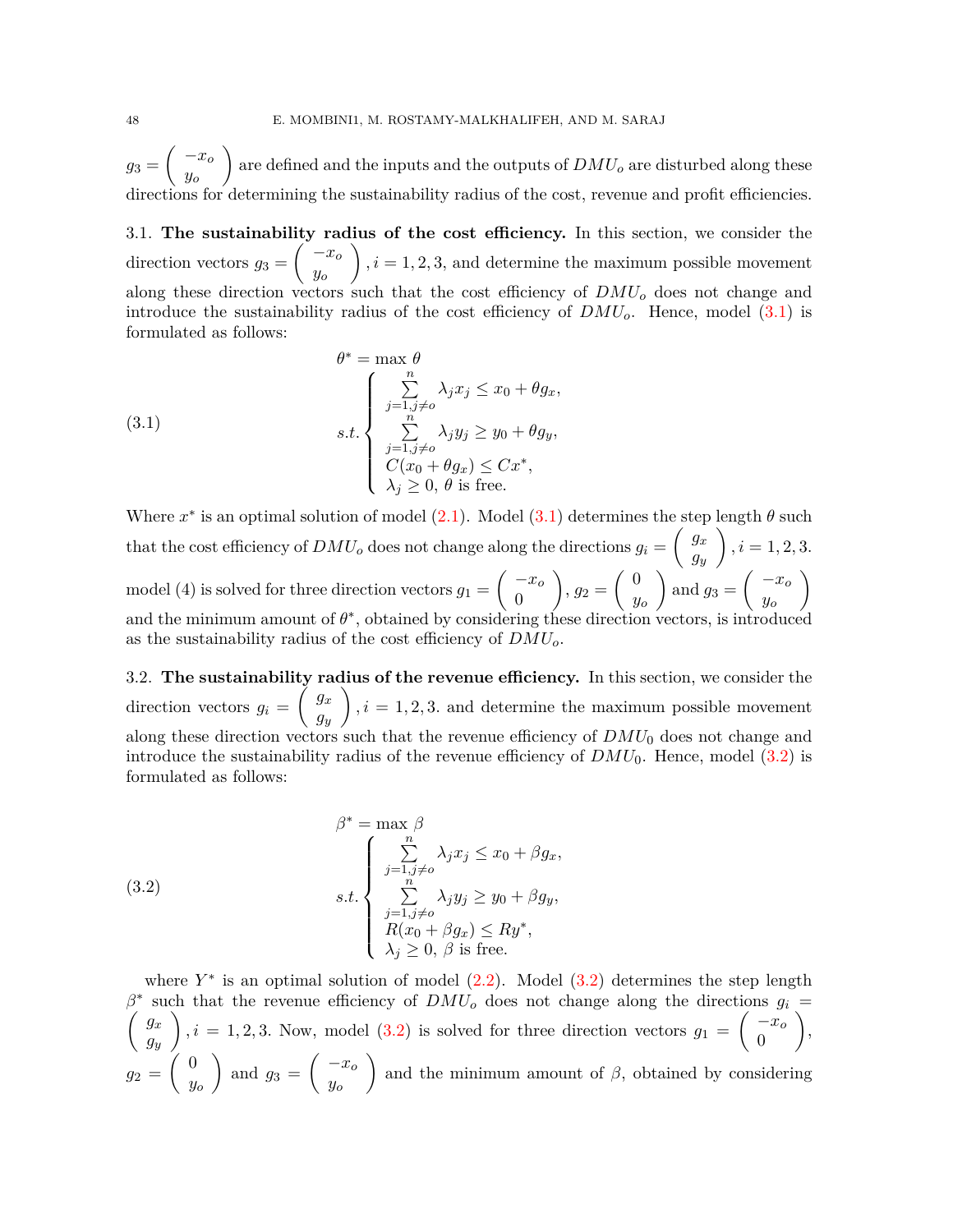$g_3 = \begin{pmatrix} -x_o \\ y_o \end{pmatrix}$ are defined and the inputs and the outputs of $DMU_o$ are disturbed along these directions for determining the sustainability radius of the cost, revenue and profit efficiencies.

**3.1. The sustainability radius of the cost efficiency.** In this section, we consider the direction vectors $g_3 = \begin{pmatrix} -x_o \\ y_o \end{pmatrix}, i = 1, 2, 3,$ and determine the maximum possible movement along these direction vectors such that the cost efficiency of $DMU_o$ does not change and introduce the sustainability radius of the cost efficiency of $DMU_o$. Hence, model (3.1) is formulated as follows:

$$
\theta^* = \max\ \theta
$$

$$
(3.1) \qquad s.t. \begin{cases} \sum\limits_{j=1, j\neq o}^{n} \lambda_j x_j \le x_0 + \theta g_x, \\ \sum\limits_{j=1, j\neq o}^{n} \lambda_j y_j \ge y_0 + \theta g_y, \\ C(x_0 + \theta g_x) \le Cx^*, \\ \lambda_j \ge 0,\ \theta \text{ is free.} \end{cases}
$$

Where $x^*$ is an optimal solution of model (2.1). Model (3.1) determines the step length $\theta$ such that the cost efficiency of $DMU_o$ does not change along the directions $g_i = \begin{pmatrix} g_x \\ g_y \end{pmatrix}, i = 1, 2, 3.$ model (4) is solved for three direction vectors $g_1 = \begin{pmatrix} -x_o \\ 0 \end{pmatrix}$, $g_2 = \begin{pmatrix} 0 \\ y_o \end{pmatrix}$ and $g_3 = \begin{pmatrix} -x_o \\ y_o \end{pmatrix}$ and the minimum amount of $\theta^*$, obtained by considering these direction vectors, is introduced as the sustainability radius of the cost efficiency of $DMU_o$.

**3.2. The sustainability radius of the revenue efficiency.** In this section, we consider the direction vectors $g_i = \begin{pmatrix} g_x \\ g_y \end{pmatrix}, i = 1, 2, 3.$ and determine the maximum possible movement along these direction vectors such that the revenue efficiency of $DMU_0$ does not change and introduce the sustainability radius of the revenue efficiency of $DMU_0$. Hence, model (3.2) is formulated as follows:

$$
\beta^* = \max\ \beta
$$

$$
(3.2) \qquad s.t. \begin{cases} \sum\limits_{j=1, j\neq o}^{n} \lambda_j x_j \le x_0 + \beta g_x, \\ \sum\limits_{j=1, j\neq o}^{n} \lambda_j y_j \ge y_0 + \beta g_y, \\ R(x_0 + \beta g_x) \le Ry^*, \\ \lambda_j \ge 0,\ \beta \text{ is free.} \end{cases}
$$

where $Y^*$ is an optimal solution of model (2.2). Model (3.2) determines the step length $\beta^*$ such that the revenue efficiency of $DMU_o$ does not change along the directions $g_i = \begin{pmatrix} g_x \\ g_y \end{pmatrix}, i = 1, 2, 3.$ Now, model (3.2) is solved for three direction vectors $g_1 = \begin{pmatrix} -x_o \\ 0 \end{pmatrix}$, $g_2 = \begin{pmatrix} 0 \\ y_o \end{pmatrix}$ and $g_3 = \begin{pmatrix} -x_o \\ y_o \end{pmatrix}$ and the minimum amount of $\beta$, obtained by considering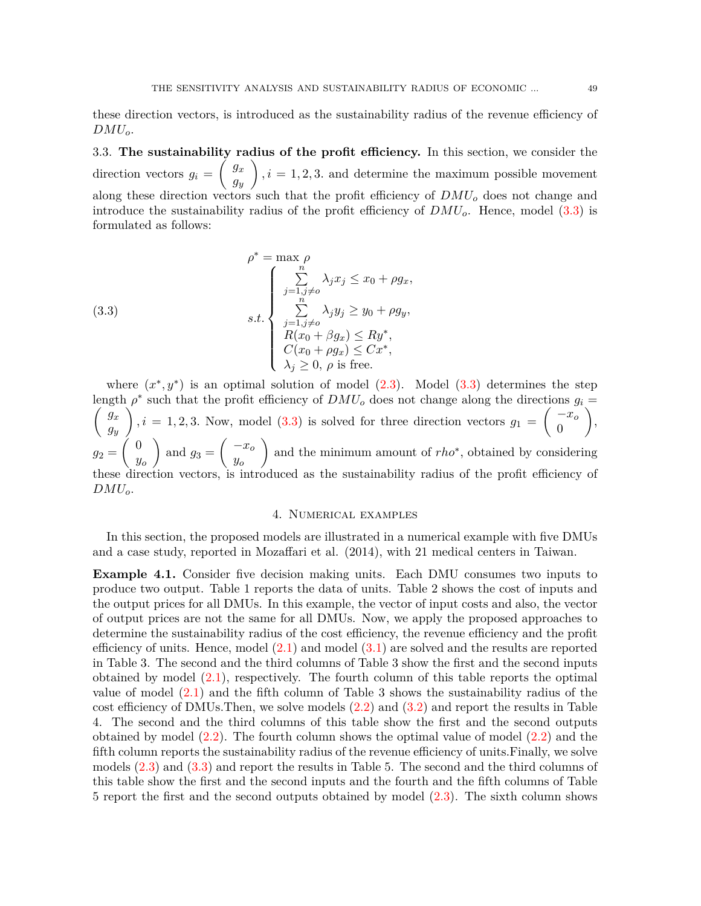these direction vectors, is introduced as the sustainability radius of the revenue efficiency of $DMU_o$.

3.3. **The sustainability radius of the profit efficiency.** In this section, we consider the direction vectors $g_i = \begin{pmatrix} g_x \\ g_y \end{pmatrix}, i = 1, 2, 3.$ and determine the maximum possible movement along these direction vectors such that the profit efficiency of $DMU_o$ does not change and introduce the sustainability radius of the profit efficiency of $DMU_o$. Hence, model (3.3) is formulated as follows:

$$
\tag{3.3}
\begin{aligned}
\rho^* = \max\ & \rho \\
s.t. & \begin{cases}
\sum\limits_{j=1, j\neq o}^{n} \lambda_j x_j \leq x_0 + \rho g_x, \\
\sum\limits_{j=1, j\neq o}^{n} \lambda_j y_j \geq y_0 + \rho g_y, \\
R(x_0 + \beta g_x) \leq R y^*, \\
C(x_0 + \rho g_x) \leq C x^*, \\
\lambda_j \geq 0,\ \rho \text{ is free.}
\end{cases}
\end{aligned}
$$

where $(x^*, y^*)$ is an optimal solution of model (2.3). Model (3.3) determines the step length $\rho^*$ such that the profit efficiency of $DMU_o$ does not change along the directions $g_i = \begin{pmatrix} g_x \\ g_y \end{pmatrix}, i = 1, 2, 3.$ Now, model (3.3) is solved for three direction vectors $g_1 = \begin{pmatrix} -x_o \\ 0 \end{pmatrix}$, $g_2 = \begin{pmatrix} 0 \\ y_o \end{pmatrix}$ and $g_3 = \begin{pmatrix} -x_o \\ y_o \end{pmatrix}$ and the minimum amount of $rho^*$, obtained by considering these direction vectors, is introduced as the sustainability radius of the profit efficiency of $DMU_o$.

## 4. Numerical examples

In this section, the proposed models are illustrated in a numerical example with five DMUs and a case study, reported in Mozaffari et al. (2014), with 21 medical centers in Taiwan.

**Example 4.1.** Consider five decision making units. Each DMU consumes two inputs to produce two output. Table 1 reports the data of units. Table 2 shows the cost of inputs and the output prices for all DMUs. In this example, the vector of input costs and also, the vector of output prices are not the same for all DMUs. Now, we apply the proposed approaches to determine the sustainability radius of the cost efficiency, the revenue efficiency and the profit efficiency of units. Hence, model (2.1) and model (3.1) are solved and the results are reported in Table 3. The second and the third columns of Table 3 show the first and the second inputs obtained by model (2.1), respectively. The fourth column of this table reports the optimal value of model (2.1) and the fifth column of Table 3 shows the sustainability radius of the cost efficiency of DMUs.Then, we solve models (2.2) and (3.2) and report the results in Table 4. The second and the third columns of this table show the first and the second outputs obtained by model (2.2). The fourth column shows the optimal value of model (2.2) and the fifth column reports the sustainability radius of the revenue efficiency of units.Finally, we solve models (2.3) and (3.3) and report the results in Table 5. The second and the third columns of this table show the first and the second inputs and the fourth and the fifth columns of Table 5 report the first and the second outputs obtained by model (2.3). The sixth column shows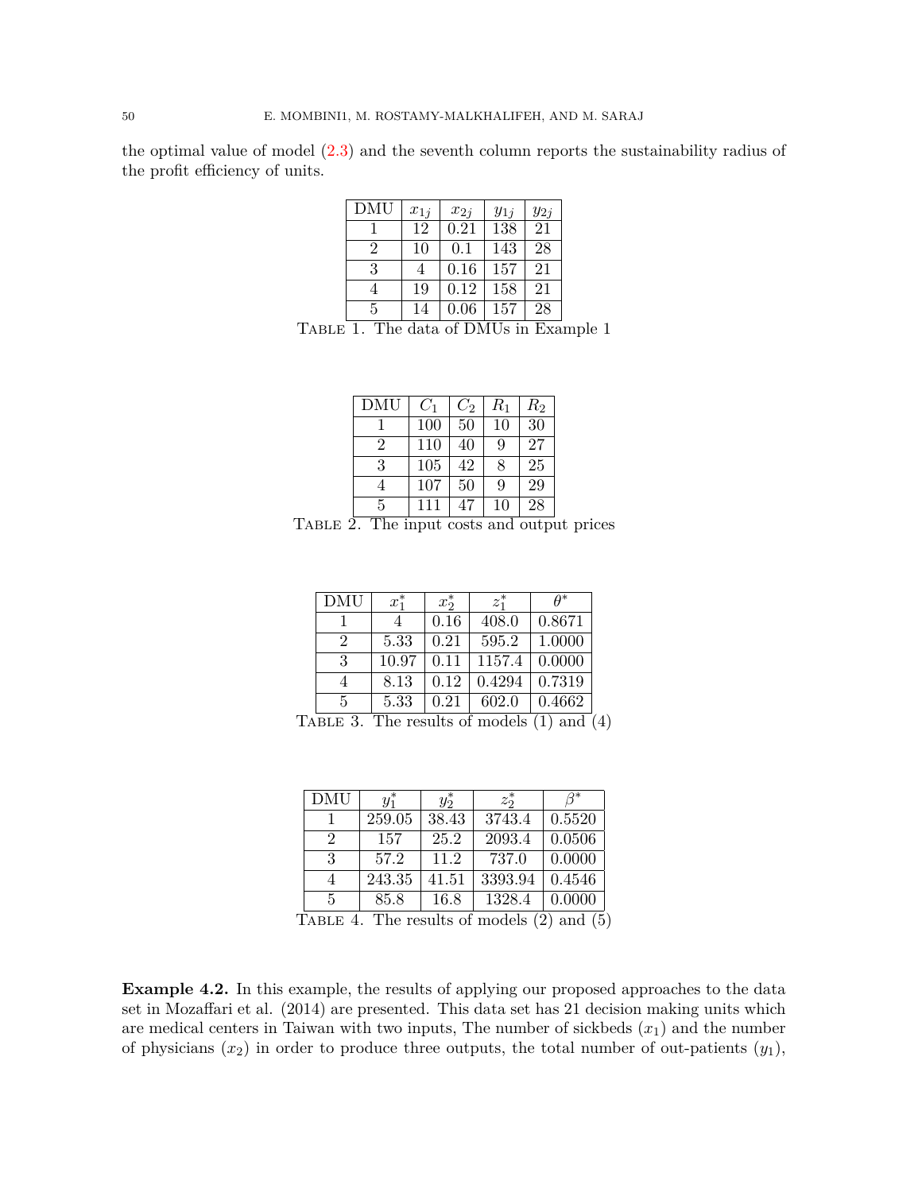the optimal value of model (2.3) and the seventh column reports the sustainability radius of the profit efficiency of units.

| DMU | $x_{1j}$ | $x_{2j}$ | $y_{1j}$ | $y_{2j}$ |
|---|---|---|---|---|
| 1 | 12 | 0.21 | 138 | 21 |
| 2 | 10 | 0.1 | 143 | 28 |
| 3 | 4 | 0.16 | 157 | 21 |
| 4 | 19 | 0.12 | 158 | 21 |
| 5 | 14 | 0.06 | 157 | 28 |

Table 1. The data of DMUs in Example 1

| DMU | $C_1$ | $C_2$ | $R_1$ | $R_2$ |
|---|---|---|---|---|
| 1 | 100 | 50 | 10 | 30 |
| 2 | 110 | 40 | 9 | 27 |
| 3 | 105 | 42 | 8 | 25 |
| 4 | 107 | 50 | 9 | 29 |
| 5 | 111 | 47 | 10 | 28 |

Table 2. The input costs and output prices

| DMU | $x_1^*$ | $x_2^*$ | $z_1^*$ | $\theta^*$ |
|---|---|---|---|---|
| 1 | 4 | 0.16 | 408.0 | 0.8671 |
| 2 | 5.33 | 0.21 | 595.2 | 1.0000 |
| 3 | 10.97 | 0.11 | 1157.4 | 0.0000 |
| 4 | 8.13 | 0.12 | 0.4294 | 0.7319 |
| 5 | 5.33 | 0.21 | 602.0 | 0.4662 |

Table 3. The results of models (1) and (4)

| DMU | $y_1^*$ | $y_2^*$ | $z_2^*$ | $\beta^*$ |
|---|---|---|---|---|
| 1 | 259.05 | 38.43 | 3743.4 | 0.5520 |
| 2 | 157 | 25.2 | 2093.4 | 0.0506 |
| 3 | 57.2 | 11.2 | 737.0 | 0.0000 |
| 4 | 243.35 | 41.51 | 3393.94 | 0.4546 |
| 5 | 85.8 | 16.8 | 1328.4 | 0.0000 |

Table 4. The results of models (2) and (5)

**Example 4.2.** In this example, the results of applying our proposed approaches to the data set in Mozaffari et al. (2014) are presented. This data set has 21 decision making units which are medical centers in Taiwan with two inputs, The number of sickbeds ($x_1$) and the number of physicians ($x_2$) in order to produce three outputs, the total number of out-patients ($y_1$),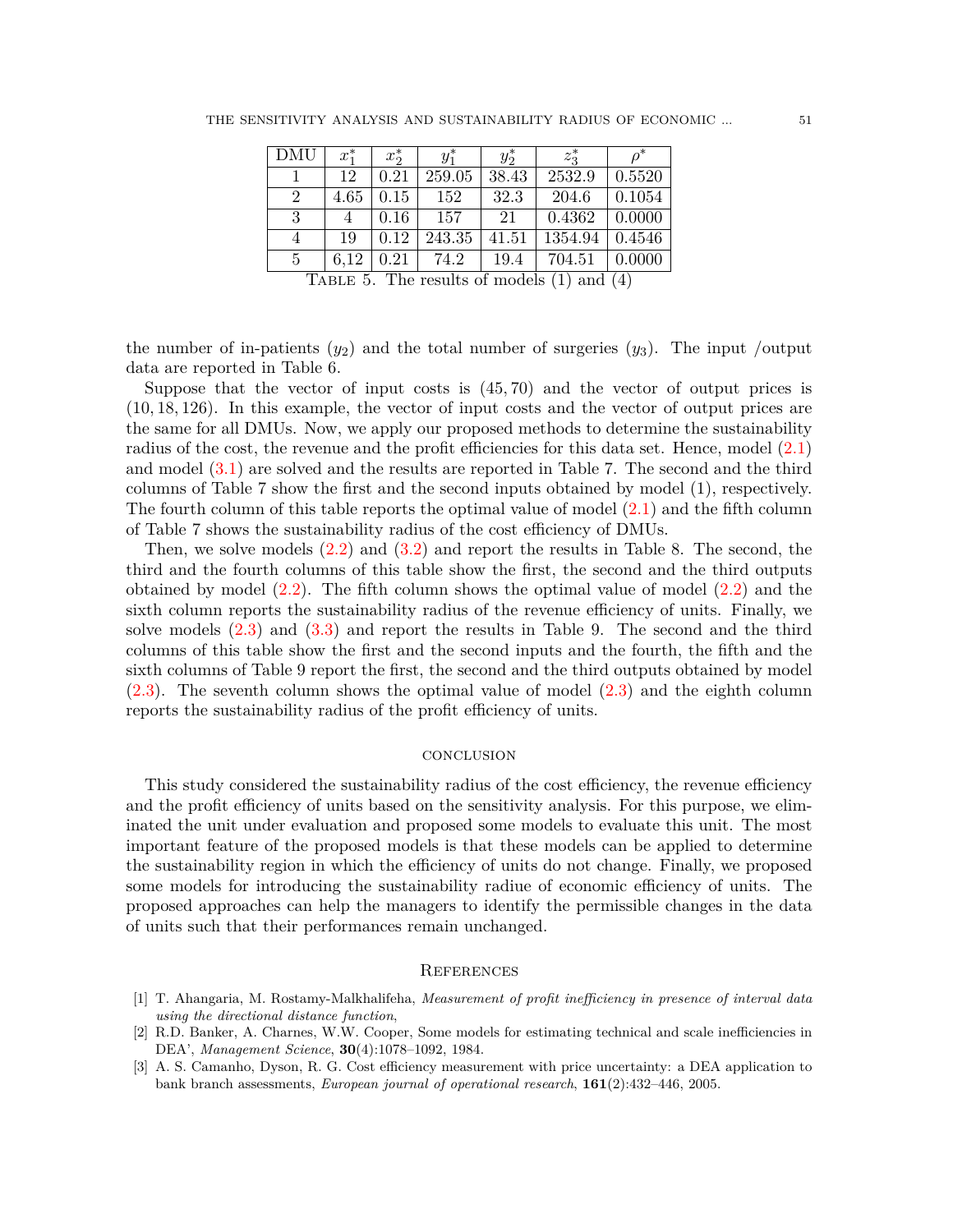| DMU | $x_1^*$ | $x_2^*$ | $y_1^*$ | $y_2^*$ | $z_3^*$ | $\rho^*$ |
|---|---|---|---|---|---|---|
| 1 | 12 | 0.21 | 259.05 | 38.43 | 2532.9 | 0.5520 |
| 2 | 4.65 | 0.15 | 152 | 32.3 | 204.6 | 0.1054 |
| 3 | 4 | 0.16 | 157 | 21 | 0.4362 | 0.0000 |
| 4 | 19 | 0.12 | 243.35 | 41.51 | 1354.94 | 0.4546 |
| 5 | 6,12 | 0.21 | 74.2 | 19.4 | 704.51 | 0.0000 |

Table 5. The results of models (1) and (4)

the number of in-patients ($y_2$) and the total number of surgeries ($y_3$). The input /output data are reported in Table 6.

Suppose that the vector of input costs is $(45, 70)$ and the vector of output prices is $(10, 18, 126)$. In this example, the vector of input costs and the vector of output prices are the same for all DMUs. Now, we apply our proposed methods to determine the sustainability radius of the cost, the revenue and the profit efficiencies for this data set. Hence, model (2.1) and model (3.1) are solved and the results are reported in Table 7. The second and the third columns of Table 7 show the first and the second inputs obtained by model (1), respectively. The fourth column of this table reports the optimal value of model (2.1) and the fifth column of Table 7 shows the sustainability radius of the cost efficiency of DMUs.

Then, we solve models (2.2) and (3.2) and report the results in Table 8. The second, the third and the fourth columns of this table show the first, the second and the third outputs obtained by model (2.2). The fifth column shows the optimal value of model (2.2) and the sixth column reports the sustainability radius of the revenue efficiency of units. Finally, we solve models (2.3) and (3.3) and report the results in Table 9. The second and the third columns of this table show the first and the second inputs and the fourth, the fifth and the sixth columns of Table 9 report the first, the second and the third outputs obtained by model (2.3). The seventh column shows the optimal value of model (2.3) and the eighth column reports the sustainability radius of the profit efficiency of units.

## Conclusion

This study considered the sustainability radius of the cost efficiency, the revenue efficiency and the profit efficiency of units based on the sensitivity analysis. For this purpose, we eliminated the unit under evaluation and proposed some models to evaluate this unit. The most important feature of the proposed models is that these models can be applied to determine the sustainability region in which the efficiency of units do not change. Finally, we proposed some models for introducing the sustainability radiue of economic efficiency of units. The proposed approaches can help the managers to identify the permissible changes in the data of units such that their performances remain unchanged.

## References

[1] T. Ahangaria, M. Rostamy-Malkhalifeha, *Measurement of profit inefficiency in presence of interval data using the directional distance function*,

[2] R.D. Banker, A. Charnes, W.W. Cooper, Some models for estimating technical and scale inefficiencies in DEA', *Management Science*, **30**(4):1078–1092, 1984.

[3] A. S. Camanho, Dyson, R. G. Cost efficiency measurement with price uncertainty: a DEA application to bank branch assessments, *European journal of operational research*, **161**(2):432–446, 2005.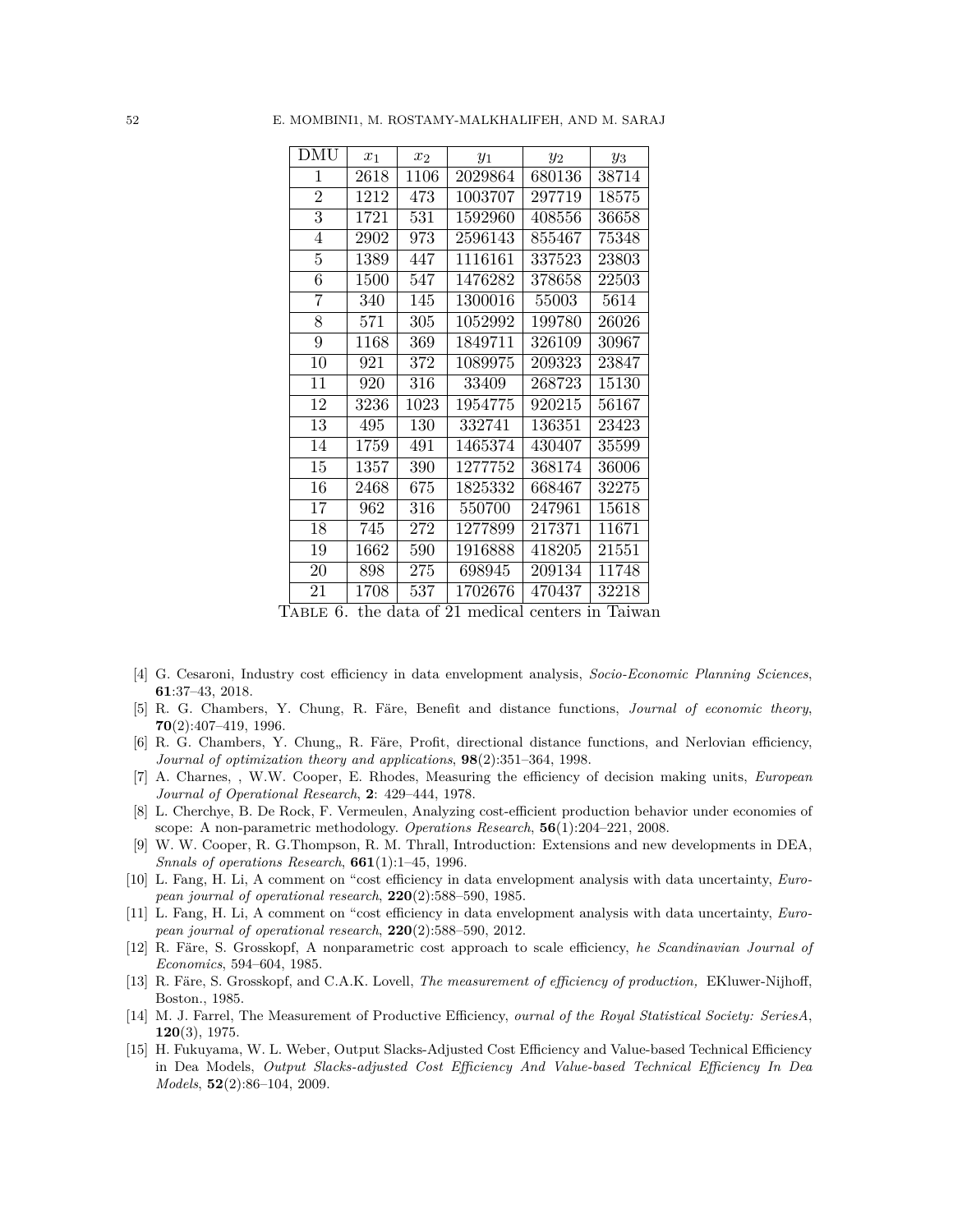| DMU | $x_1$ | $x_2$ | $y_1$ | $y_2$ | $y_3$ |
|---|---|---|---|---|---|
| 1 | 2618 | 1106 | 2029864 | 680136 | 38714 |
| 2 | 1212 | 473 | 1003707 | 297719 | 18575 |
| 3 | 1721 | 531 | 1592960 | 408556 | 36658 |
| 4 | 2902 | 973 | 2596143 | 855467 | 75348 |
| 5 | 1389 | 447 | 1116161 | 337523 | 23803 |
| 6 | 1500 | 547 | 1476282 | 378658 | 22503 |
| 7 | 340 | 145 | 1300016 | 55003 | 5614 |
| 8 | 571 | 305 | 1052992 | 199780 | 26026 |
| 9 | 1168 | 369 | 1849711 | 326109 | 30967 |
| 10 | 921 | 372 | 1089975 | 209323 | 23847 |
| 11 | 920 | 316 | 33409 | 268723 | 15130 |
| 12 | 3236 | 1023 | 1954775 | 920215 | 56167 |
| 13 | 495 | 130 | 332741 | 136351 | 23423 |
| 14 | 1759 | 491 | 1465374 | 430407 | 35599 |
| 15 | 1357 | 390 | 1277752 | 368174 | 36006 |
| 16 | 2468 | 675 | 1825332 | 668467 | 32275 |
| 17 | 962 | 316 | 550700 | 247961 | 15618 |
| 18 | 745 | 272 | 1277899 | 217371 | 11671 |
| 19 | 1662 | 590 | 1916888 | 418205 | 21551 |
| 20 | 898 | 275 | 698945 | 209134 | 11748 |
| 21 | 1708 | 537 | 1702676 | 470437 | 32218 |

TABLE 6. the data of 21 medical centers in Taiwan

[4] G. Cesaroni, Industry cost efficiency in data envelopment analysis, *Socio-Economic Planning Sciences*, **61**:37–43, 2018.

[5] R. G. Chambers, Y. Chung, R. Färe, Benefit and distance functions, *Journal of economic theory*, **70**(2):407–419, 1996.

[6] R. G. Chambers, Y. Chung" R. Färe, Profit, directional distance functions, and Nerlovian efficiency, *Journal of optimization theory and applications*, **98**(2):351–364, 1998.

[7] A. Charnes, , W.W. Cooper, E. Rhodes, Measuring the efficiency of decision making units, *European Journal of Operational Research*, **2**: 429–444, 1978.

[8] L. Cherchye, B. De Rock, F. Vermeulen, Analyzing cost-efficient production behavior under economies of scope: A non-parametric methodology. *Operations Research*, **56**(1):204–221, 2008.

[9] W. W. Cooper, R. G.Thompson, R. M. Thrall, Introduction: Extensions and new developments in DEA, *Snnals of operations Research*, **661**(1):1–45, 1996.

[10] L. Fang, H. Li, A comment on "cost efficiency in data envelopment analysis with data uncertainty, *European journal of operational research*, **220**(2):588–590, 1985.

[11] L. Fang, H. Li, A comment on "cost efficiency in data envelopment analysis with data uncertainty, *European journal of operational research*, **220**(2):588–590, 2012.

[12] R. Färe, S. Grosskopf, A nonparametric cost approach to scale efficiency, *he Scandinavian Journal of Economics*, 594–604, 1985.

[13] R. Färe, S. Grosskopf, and C.A.K. Lovell, *The measurement of efficiency of production,* EKluwer-Nijhoff, Boston., 1985.

[14] M. J. Farrel, The Measurement of Productive Efficiency, *ournal of the Royal Statistical Society: SeriesA*, **120**(3), 1975.

[15] H. Fukuyama, W. L. Weber, Output Slacks-Adjusted Cost Efficiency and Value-based Technical Efficiency in Dea Models, *Output Slacks-adjusted Cost Efficiency And Value-based Technical Efficiency In Dea Models*, **52**(2):86–104, 2009.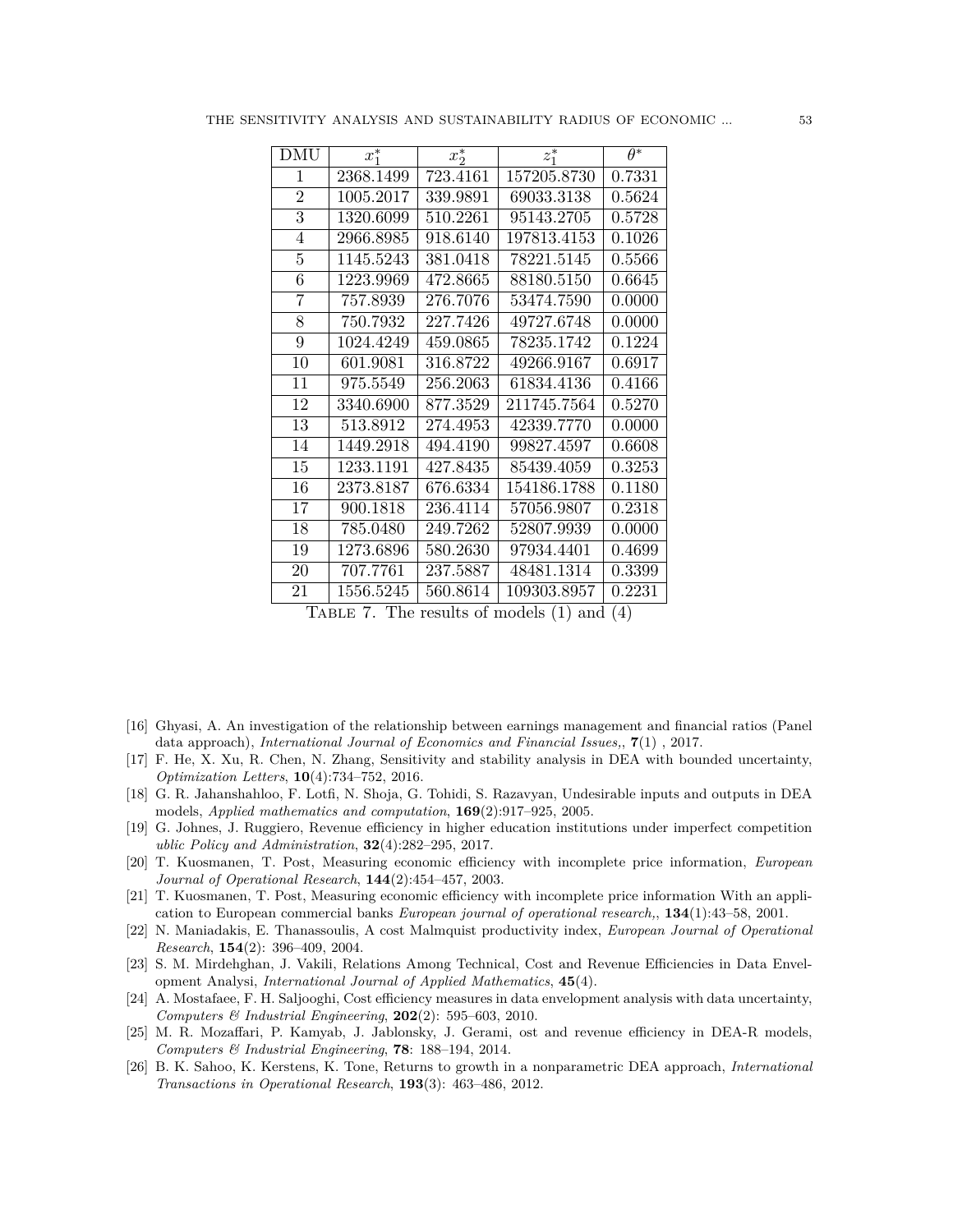| DMU | $x_1^*$ | $x_2^*$ | $z_1^*$ | $\theta^*$ |
|---|---|---|---|---|
| 1 | 2368.1499 | 723.4161 | 157205.8730 | 0.7331 |
| 2 | 1005.2017 | 339.9891 | 69033.3138 | 0.5624 |
| 3 | 1320.6099 | 510.2261 | 95143.2705 | 0.5728 |
| 4 | 2966.8985 | 918.6140 | 197813.4153 | 0.1026 |
| 5 | 1145.5243 | 381.0418 | 78221.5145 | 0.5566 |
| 6 | 1223.9969 | 472.8665 | 88180.5150 | 0.6645 |
| 7 | 757.8939 | 276.7076 | 53474.7590 | 0.0000 |
| 8 | 750.7932 | 227.7426 | 49727.6748 | 0.0000 |
| 9 | 1024.4249 | 459.0865 | 78235.1742 | 0.1224 |
| 10 | 601.9081 | 316.8722 | 49266.9167 | 0.6917 |
| 11 | 975.5549 | 256.2063 | 61834.4136 | 0.4166 |
| 12 | 3340.6900 | 877.3529 | 211745.7564 | 0.5270 |
| 13 | 513.8912 | 274.4953 | 42339.7770 | 0.0000 |
| 14 | 1449.2918 | 494.4190 | 99827.4597 | 0.6608 |
| 15 | 1233.1191 | 427.8435 | 85439.4059 | 0.3253 |
| 16 | 2373.8187 | 676.6334 | 154186.1788 | 0.1180 |
| 17 | 900.1818 | 236.4114 | 57056.9807 | 0.2318 |
| 18 | 785.0480 | 249.7262 | 52807.9939 | 0.0000 |
| 19 | 1273.6896 | 580.2630 | 97934.4401 | 0.4699 |
| 20 | 707.7761 | 237.5887 | 48481.1314 | 0.3399 |
| 21 | 1556.5245 | 560.8614 | 109303.8957 | 0.2231 |

TABLE 7. The results of models (1) and (4)

[16] Ghyasi, A. An investigation of the relationship between earnings management and financial ratios (Panel data approach), *International Journal of Economics and Financial Issues,*, **7**(1) , 2017.

[17] F. He, X. Xu, R. Chen, N. Zhang, Sensitivity and stability analysis in DEA with bounded uncertainty, *Optimization Letters*, **10**(4):734–752, 2016.

[18] G. R. Jahanshahloo, F. Lotfi, N. Shoja, G. Tohidi, S. Razavyan, Undesirable inputs and outputs in DEA models, *Applied mathematics and computation*, **169**(2):917–925, 2005.

[19] G. Johnes, J. Ruggiero, Revenue efficiency in higher education institutions under imperfect competition *ublic Policy and Administration*, **32**(4):282–295, 2017.

[20] T. Kuosmanen, T. Post, Measuring economic efficiency with incomplete price information, *European Journal of Operational Research*, **144**(2):454–457, 2003.

[21] T. Kuosmanen, T. Post, Measuring economic efficiency with incomplete price information With an application to European commercial banks *European journal of operational research,*, **134**(1):43–58, 2001.

[22] N. Maniadakis, E. Thanassoulis, A cost Malmquist productivity index, *European Journal of Operational Research*, **154**(2): 396–409, 2004.

[23] S. M. Mirdehghan, J. Vakili, Relations Among Technical, Cost and Revenue Efficiencies in Data Envelopment Analysis, *International Journal of Applied Mathematics*, **45**(4).

[24] A. Mostafaee, F. H. Saljooghi, Cost efficiency measures in data envelopment analysis with data uncertainty, *Computers & Industrial Engineering*, **202**(2): 595–603, 2010.

[25] M. R. Mozaffari, P. Kamyab, J. Jablonsky, J. Gerami, ost and revenue efficiency in DEA-R models, *Computers & Industrial Engineering*, **78**: 188–194, 2014.

[26] B. K. Sahoo, K. Kerstens, K. Tone, Returns to growth in a nonparametric DEA approach, *International Transactions in Operational Research*, **193**(3): 463–486, 2012.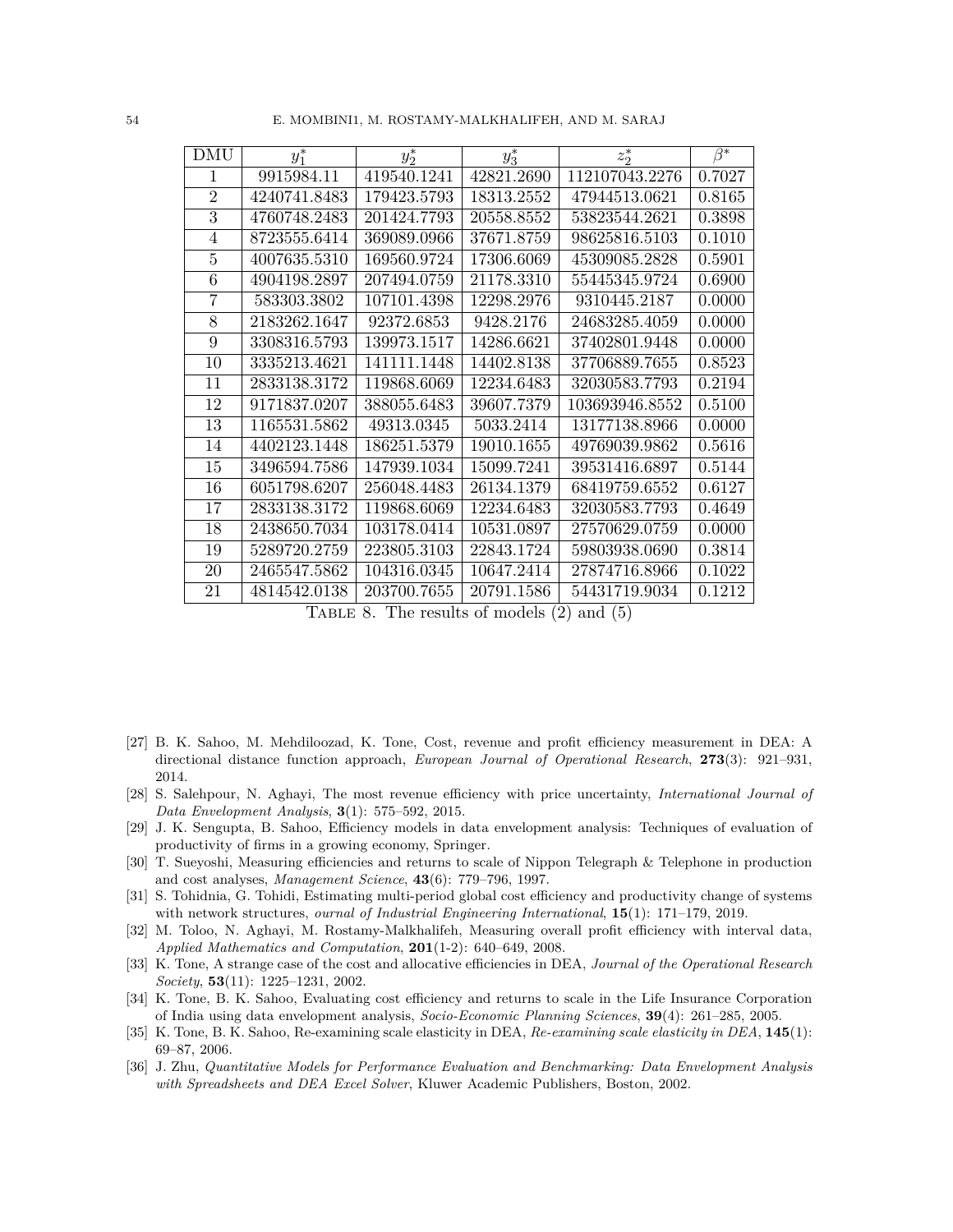| DMU | $y_1^*$ | $y_2^*$ | $y_3^*$ | $z_2^*$ | $\beta^*$ |
|---|---|---|---|---|---|
| 1 | 9915984.11 | 419540.1241 | 42821.2690 | 112107043.2276 | 0.7027 |
| 2 | 4240741.8483 | 179423.5793 | 18313.2552 | 47944513.0621 | 0.8165 |
| 3 | 4760748.2483 | 201424.7793 | 20558.8552 | 53823544.2621 | 0.3898 |
| 4 | 8723555.6414 | 369089.0966 | 37671.8759 | 98625816.5103 | 0.1010 |
| 5 | 4007635.5310 | 169560.9724 | 17306.6069 | 45309085.2828 | 0.5901 |
| 6 | 4904198.2897 | 207494.0759 | 21178.3310 | 55445345.9724 | 0.6900 |
| 7 | 583303.3802 | 107101.4398 | 12298.2976 | 9310445.2187 | 0.0000 |
| 8 | 2183262.1647 | 92372.6853 | 9428.2176 | 24683285.4059 | 0.0000 |
| 9 | 3308316.5793 | 139973.1517 | 14286.6621 | 37402801.9448 | 0.0000 |
| 10 | 3335213.4621 | 141111.1448 | 14402.8138 | 37706889.7655 | 0.8523 |
| 11 | 2833138.3172 | 119868.6069 | 12234.6483 | 32030583.7793 | 0.2194 |
| 12 | 9171837.0207 | 388055.6483 | 39607.7379 | 103693946.8552 | 0.5100 |
| 13 | 1165531.5862 | 49313.0345 | 5033.2414 | 13177138.8966 | 0.0000 |
| 14 | 4402123.1448 | 186251.5379 | 19010.1655 | 49769039.9862 | 0.5616 |
| 15 | 3496594.7586 | 147939.1034 | 15099.7241 | 39531416.6897 | 0.5144 |
| 16 | 6051798.6207 | 256048.4483 | 26134.1379 | 68419759.6552 | 0.6127 |
| 17 | 2833138.3172 | 119868.6069 | 12234.6483 | 32030583.7793 | 0.4649 |
| 18 | 2438650.7034 | 103178.0414 | 10531.0897 | 27570629.0759 | 0.0000 |
| 19 | 5289720.2759 | 223805.3103 | 22843.1724 | 59803938.0690 | 0.3814 |
| 20 | 2465547.5862 | 104316.0345 | 10647.2414 | 27874716.8966 | 0.1022 |
| 21 | 4814542.0138 | 203700.7655 | 20791.1586 | 54431719.9034 | 0.1212 |

TABLE 8. The results of models (2) and (5)

[27] B. K. Sahoo, M. Mehdiloozad, K. Tone, Cost, revenue and profit efficiency measurement in DEA: A directional distance function approach, *European Journal of Operational Research*, **273**(3): 921–931, 2014.

[28] S. Salehpour, N. Aghayi, The most revenue efficiency with price uncertainty, *International Journal of Data Envelopment Analysis*, **3**(1): 575–592, 2015.

[29] J. K. Sengupta, B. Sahoo, Efficiency models in data envelopment analysis: Techniques of evaluation of productivity of firms in a growing economy, Springer.

[30] T. Sueyoshi, Measuring efficiencies and returns to scale of Nippon Telegraph & Telephone in production and cost analyses, *Management Science*, **43**(6): 779–796, 1997.

[31] S. Tohidnia, G. Tohidi, Estimating multi-period global cost efficiency and productivity change of systems with network structures, *ournal of Industrial Engineering International*, **15**(1): 171–179, 2019.

[32] M. Toloo, N. Aghayi, M. Rostamy-Malkhalifeh, Measuring overall profit efficiency with interval data, *Applied Mathematics and Computation*, **201**(1-2): 640–649, 2008.

[33] K. Tone, A strange case of the cost and allocative efficiencies in DEA, *Journal of the Operational Research Society*, **53**(11): 1225–1231, 2002.

[34] K. Tone, B. K. Sahoo, Evaluating cost efficiency and returns to scale in the Life Insurance Corporation of India using data envelopment analysis, *Socio-Economic Planning Sciences*, **39**(4): 261–285, 2005.

[35] K. Tone, B. K. Sahoo, Re-examining scale elasticity in DEA, *Re-examining scale elasticity in DEA*, **145**(1): 69–87, 2006.

[36] J. Zhu, *Quantitative Models for Performance Evaluation and Benchmarking: Data Envelopment Analysis with Spreadsheets and DEA Excel Solver*, Kluwer Academic Publishers, Boston, 2002.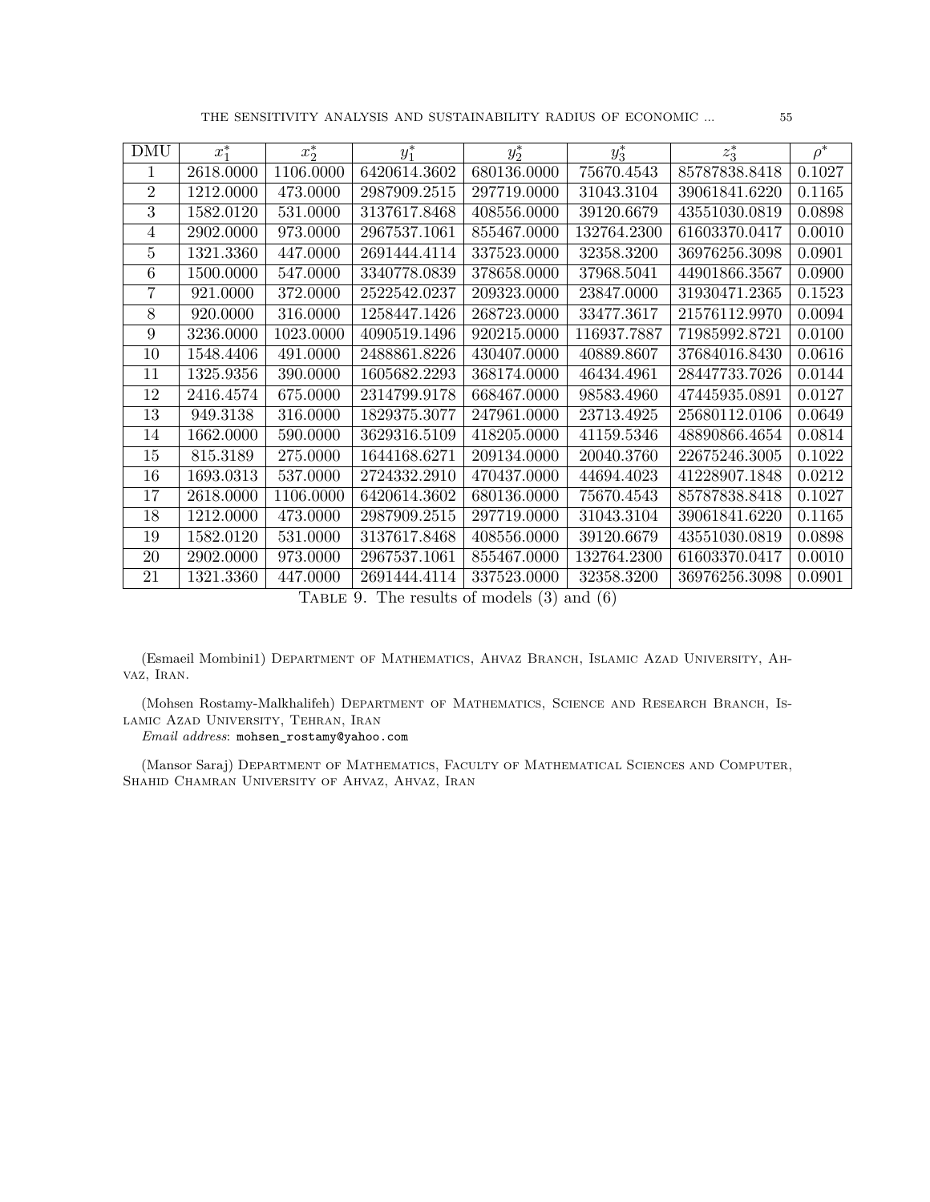| DMU | $x_1^*$ | $x_2^*$ | $y_1^*$ | $y_2^*$ | $y_3^*$ | $z_3^*$ | $\rho^*$ |
|---|---|---|---|---|---|---|---|
| 1 | 2618.0000 | 1106.0000 | 6420614.3602 | 680136.0000 | 75670.4543 | 85787838.8418 | 0.1027 |
| 2 | 1212.0000 | 473.0000 | 2987909.2515 | 297719.0000 | 31043.3104 | 39061841.6220 | 0.1165 |
| 3 | 1582.0120 | 531.0000 | 3137617.8468 | 408556.0000 | 39120.6679 | 43551030.0819 | 0.0898 |
| 4 | 2902.0000 | 973.0000 | 2967537.1061 | 855467.0000 | 132764.2300 | 61603370.0417 | 0.0010 |
| 5 | 1321.3360 | 447.0000 | 2691444.4114 | 337523.0000 | 32358.3200 | 36976256.3098 | 0.0901 |
| 6 | 1500.0000 | 547.0000 | 3340778.0839 | 378658.0000 | 37968.5041 | 44901866.3567 | 0.0900 |
| 7 | 921.0000 | 372.0000 | 2522542.0237 | 209323.0000 | 23847.0000 | 31930471.2365 | 0.1523 |
| 8 | 920.0000 | 316.0000 | 1258447.1426 | 268723.0000 | 33477.3617 | 21576112.9970 | 0.0094 |
| 9 | 3236.0000 | 1023.0000 | 4090519.1496 | 920215.0000 | 116937.7887 | 71985992.8721 | 0.0100 |
| 10 | 1548.4406 | 491.0000 | 2488861.8226 | 430407.0000 | 40889.8607 | 37684016.8430 | 0.0616 |
| 11 | 1325.9356 | 390.0000 | 1605682.2293 | 368174.0000 | 46434.4961 | 28447733.7026 | 0.0144 |
| 12 | 2416.4574 | 675.0000 | 2314799.9178 | 668467.0000 | 98583.4960 | 47445935.0891 | 0.0127 |
| 13 | 949.3138 | 316.0000 | 1829375.3077 | 247961.0000 | 23713.4925 | 25680112.0106 | 0.0649 |
| 14 | 1662.0000 | 590.0000 | 3629316.5109 | 418205.0000 | 41159.5346 | 48890866.4654 | 0.0814 |
| 15 | 815.3189 | 275.0000 | 1644168.6271 | 209134.0000 | 20040.3760 | 22675246.3005 | 0.1022 |
| 16 | 1693.0313 | 537.0000 | 2724332.2910 | 470437.0000 | 44694.4023 | 41228907.1848 | 0.0212 |
| 17 | 2618.0000 | 1106.0000 | 6420614.3602 | 680136.0000 | 75670.4543 | 85787838.8418 | 0.1027 |
| 18 | 1212.0000 | 473.0000 | 2987909.2515 | 297719.0000 | 31043.3104 | 39061841.6220 | 0.1165 |
| 19 | 1582.0120 | 531.0000 | 3137617.8468 | 408556.0000 | 39120.6679 | 43551030.0819 | 0.0898 |
| 20 | 2902.0000 | 973.0000 | 2967537.1061 | 855467.0000 | 132764.2300 | 61603370.0417 | 0.0010 |
| 21 | 1321.3360 | 447.0000 | 2691444.4114 | 337523.0000 | 32358.3200 | 36976256.3098 | 0.0901 |

TABLE 9. The results of models (3) and (6)

(Esmaeil Mombini1) Department of Mathematics, Ahvaz Branch, Islamic Azad University, Ahvaz, Iran.

(Mohsen Rostamy-Malkhalifeh) Department of Mathematics, Science and Research Branch, Islamic Azad University, Tehran, Iran

*Email address*: mohsen_rostamy@yahoo.com

(Mansor Saraj) Department of Mathematics, Faculty of Mathematical Sciences and Computer, Shahid Chamran University of Ahvaz, Ahvaz, Iran